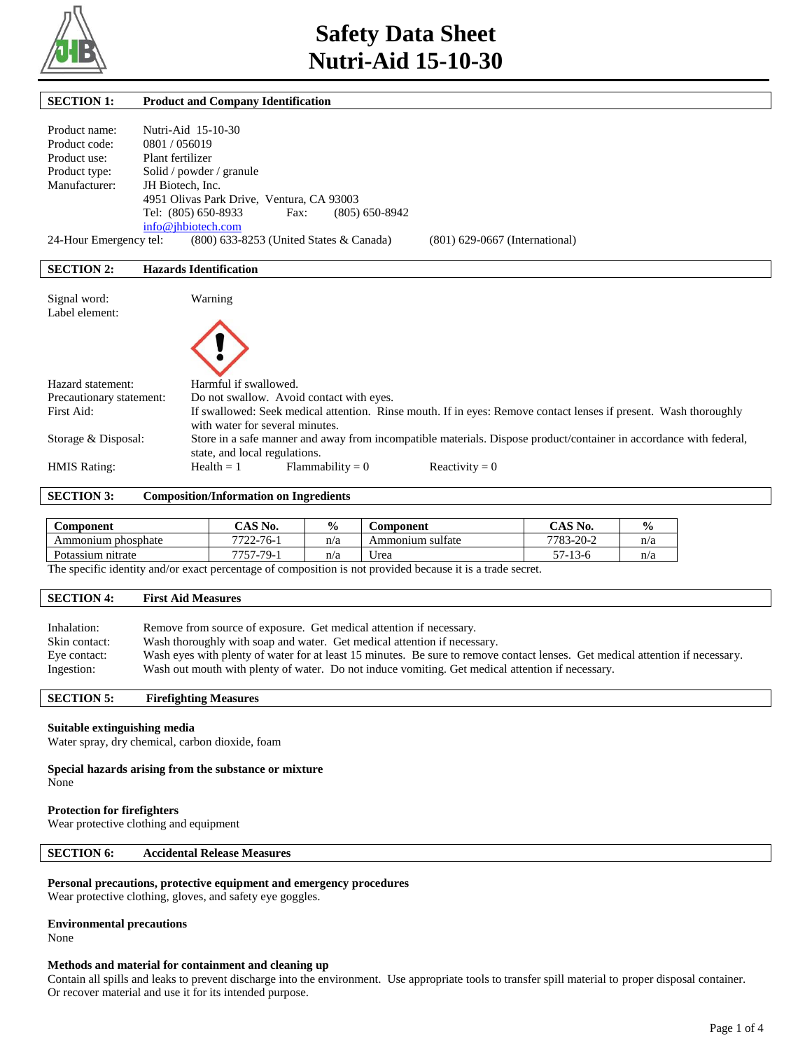# Safety Data Sheet
# Nutri-Aid 15-10-30

## SECTION 1: Product and Company Identification

Product name: Nutri-Aid 15-10-30
Product code: 0801 / 056019
Product use: Plant fertilizer
Product type: Solid / powder / granule
Manufacturer: JH Biotech, Inc.
4951 Olivas Park Drive, Ventura, CA 93003
Tel: (805) 650-8933 Fax: (805) 650-8942
info@jhbiotech.com
24-Hour Emergency tel: (800) 633-8253 (United States & Canada) (801) 629-0667 (International)

## SECTION 2: Hazards Identification

Signal word: Warning
Label element:

Hazard statement: Harmful if swallowed.
Precautionary statement: Do not swallow. Avoid contact with eyes.
First Aid: If swallowed: Seek medical attention. Rinse mouth. If in eyes: Remove contact lenses if present. Wash thoroughly with water for several minutes.
Storage & Disposal: Store in a safe manner and away from incompatible materials. Dispose product/container in accordance with federal, state, and local regulations.
HMIS Rating: Health = 1 Flammability = 0 Reactivity = 0

## SECTION 3: Composition/Information on Ingredients

| Component | CAS No. | % | Component | CAS No. | % |
|---|---|---|---|---|---|
| Ammonium phosphate | 7722-76-1 | n/a | Ammonium sulfate | 7783-20-2 | n/a |
| Potassium nitrate | 7757-79-1 | n/a | Urea | 57-13-6 | n/a |

The specific identity and/or exact percentage of composition is not provided because it is a trade secret.

## SECTION 4: First Aid Measures

Inhalation: Remove from source of exposure. Get medical attention if necessary.
Skin contact: Wash thoroughly with soap and water. Get medical attention if necessary.
Eye contact: Wash eyes with plenty of water for at least 15 minutes. Be sure to remove contact lenses. Get medical attention if necessary.
Ingestion: Wash out mouth with plenty of water. Do not induce vomiting. Get medical attention if necessary.

## SECTION 5: Firefighting Measures

**Suitable extinguishing media**
Water spray, dry chemical, carbon dioxide, foam

**Special hazards arising from the substance or mixture**
None

**Protection for firefighters**
Wear protective clothing and equipment

## SECTION 6: Accidental Release Measures

**Personal precautions, protective equipment and emergency procedures**
Wear protective clothing, gloves, and safety eye goggles.

**Environmental precautions**
None

**Methods and material for containment and cleaning up**
Contain all spills and leaks to prevent discharge into the environment. Use appropriate tools to transfer spill material to proper disposal container. Or recover material and use it for its intended purpose.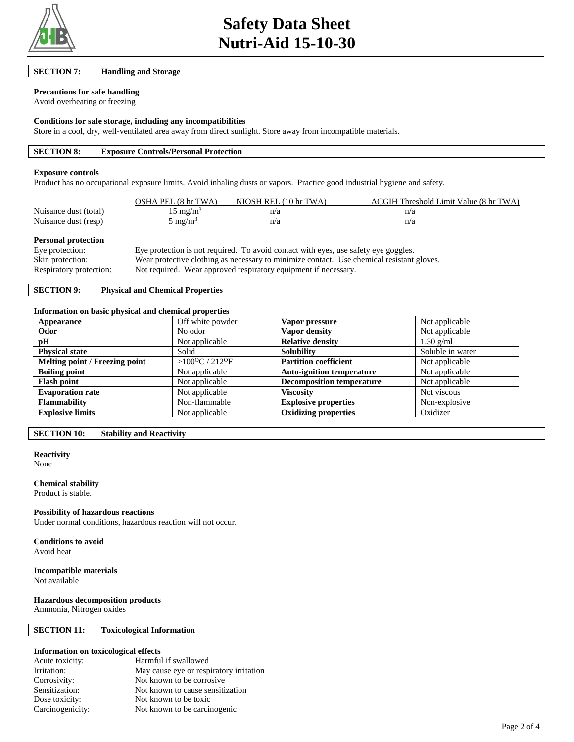# Safety Data Sheet Nutri-Aid 15-10-30

## SECTION 7: Handling and Storage

**Precautions for safe handling**
Avoid overheating or freezing

**Conditions for safe storage, including any incompatibilities**
Store in a cool, dry, well-ventilated area away from direct sunlight. Store away from incompatible materials.

## SECTION 8: Exposure Controls/Personal Protection

**Exposure controls**
Product has no occupational exposure limits. Avoid inhaling dusts or vapors. Practice good industrial hygiene and safety.

| | OSHA PEL (8 hr TWA) | NIOSH REL (10 hr TWA) | ACGIH Threshold Limit Value (8 hr TWA) |
|---|---|---|---|
| Nuisance dust (total) | 15 $mg/m^3$ | n/a | n/a |
| Nuisance dust (resp) | 5 $mg/m^3$ | n/a | n/a |

**Personal protection**

Eye protection: Eye protection is not required. To avoid contact with eyes, use safety eye goggles.
Skin protection: Wear protective clothing as necessary to minimize contact. Use chemical resistant gloves.
Respiratory protection: Not required. Wear approved respiratory equipment if necessary.

## SECTION 9: Physical and Chemical Properties

**Information on basic physical and chemical properties**

| Property | Value | Property | Value |
|---|---|---|---|
| **Appearance** | Off white powder | **Vapor pressure** | Not applicable |
| **Odor** | No odor | **Vapor density** | Not applicable |
| **pH** | Not applicable | **Relative density** | 1.30 g/ml |
| **Physical state** | Solid | **Solubility** | Soluble in water |
| **Melting point / Freezing point** | >100$^{O}$C / 212$^{O}$F | **Partition coefficient** | Not applicable |
| **Boiling point** | Not applicable | **Auto-ignition temperature** | Not applicable |
| **Flash point** | Not applicable | **Decomposition temperature** | Not applicable |
| **Evaporation rate** | Not applicable | **Viscosity** | Not viscous |
| **Flammability** | Non-flammable | **Explosive properties** | Non-explosive |
| **Explosive limits** | Not applicable | **Oxidizing properties** | Oxidizer |

## SECTION 10: Stability and Reactivity

**Reactivity**
None

**Chemical stability**
Product is stable.

**Possibility of hazardous reactions**
Under normal conditions, hazardous reaction will not occur.

**Conditions to avoid**
Avoid heat

**Incompatible materials**
Not available

**Hazardous decomposition products**
Ammonia, Nitrogen oxides

## SECTION 11: Toxicological Information

**Information on toxicological effects**

Acute toxicity: Harmful if swallowed
Irritation: May cause eye or respiratory irritation
Corrosivity: Not known to be corrosive
Sensitization: Not known to cause sensitization
Dose toxicity: Not known to be toxic
Carcinogenicity: Not known to be carcinogenic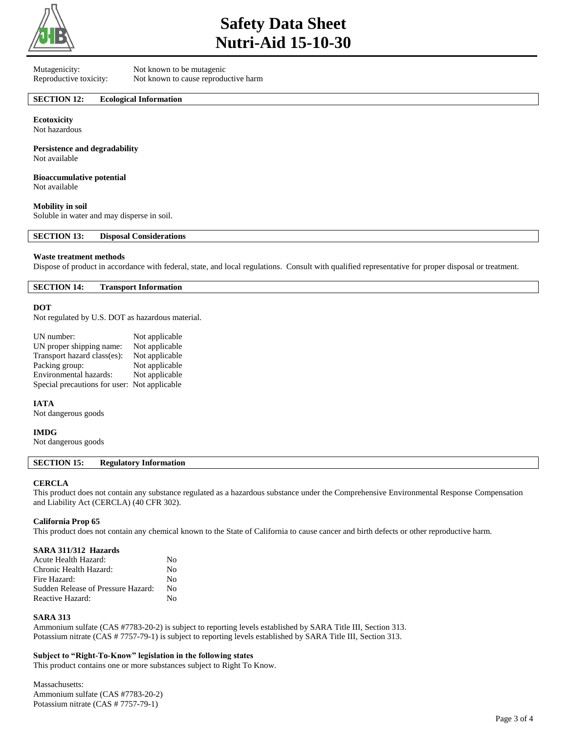Mutagenicity: Not known to be mutagenic
Reproductive toxicity: Not known to cause reproductive harm

## SECTION 12: Ecological Information

**Ecotoxicity**
Not hazardous

**Persistence and degradability**
Not available

**Bioaccumulative potential**
Not available

**Mobility in soil**
Soluble in water and may disperse in soil.

## SECTION 13: Disposal Considerations

**Waste treatment methods**
Dispose of product in accordance with federal, state, and local regulations. Consult with qualified representative for proper disposal or treatment.

## SECTION 14: Transport Information

**DOT**
Not regulated by U.S. DOT as hazardous material.

| | |
|---|---|
| UN number: | Not applicable |
| UN proper shipping name: | Not applicable |
| Transport hazard class(es): | Not applicable |
| Packing group: | Not applicable |
| Environmental hazards: | Not applicable |
| Special precautions for user: | Not applicable |

**IATA**
Not dangerous goods

**IMDG**
Not dangerous goods

## SECTION 15: Regulatory Information

**CERCLA**
This product does not contain any substance regulated as a hazardous substance under the Comprehensive Environmental Response Compensation and Liability Act (CERCLA) (40 CFR 302).

**California Prop 65**
This product does not contain any chemical known to the State of California to cause cancer and birth defects or other reproductive harm.

**SARA 311/312 Hazards**

| | |
|---|---|
| Acute Health Hazard: | No |
| Chronic Health Hazard: | No |
| Fire Hazard: | No |
| Sudden Release of Pressure Hazard: | No |
| Reactive Hazard: | No |

**SARA 313**
Ammonium sulfate (CAS #7783-20-2) is subject to reporting levels established by SARA Title III, Section 313.
Potassium nitrate (CAS # 7757-79-1) is subject to reporting levels established by SARA Title III, Section 313.

**Subject to "Right-To-Know" legislation in the following states**
This product contains one or more substances subject to Right To Know.

Massachusetts:
Ammonium sulfate (CAS #7783-20-2)
Potassium nitrate (CAS # 7757-79-1)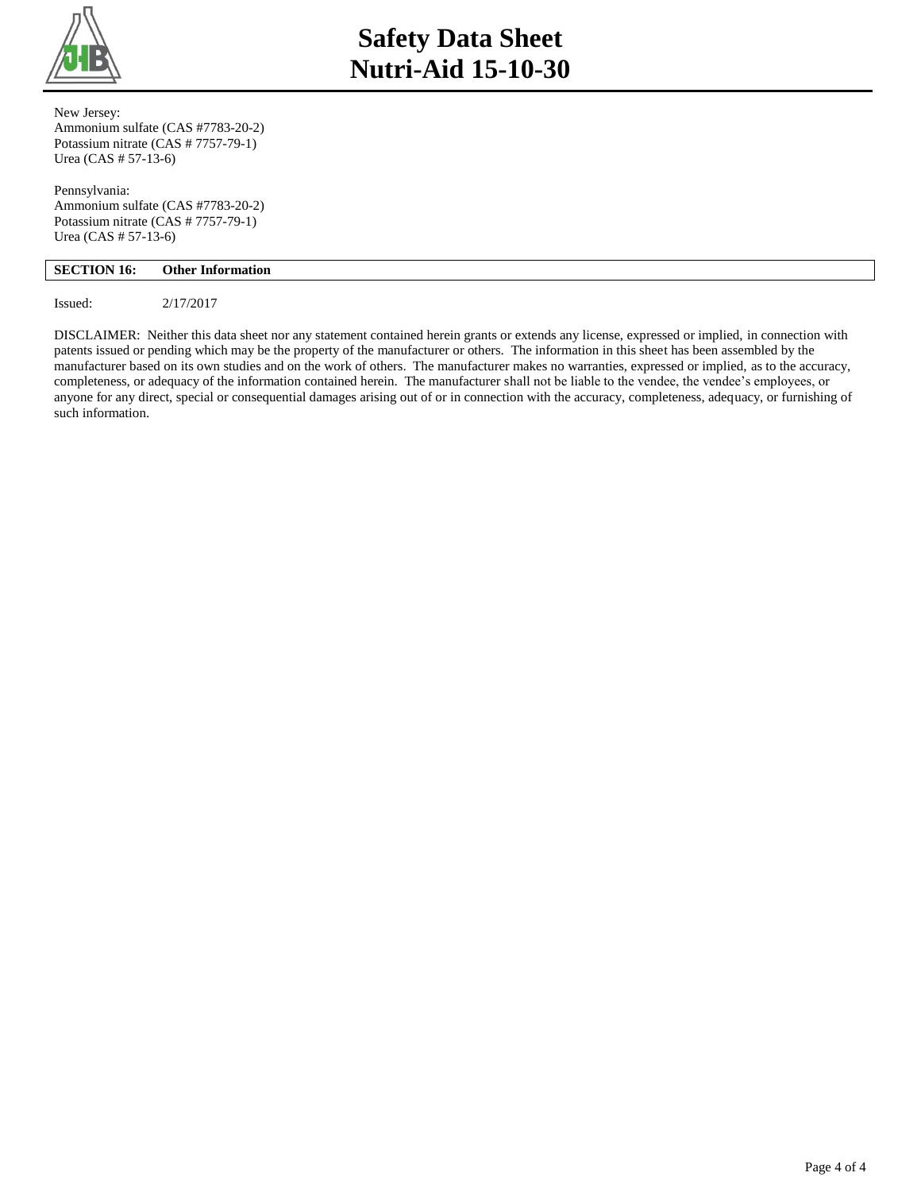New Jersey:
Ammonium sulfate (CAS #7783-20-2)
Potassium nitrate (CAS # 7757-79-1)
Urea (CAS # 57-13-6)

Pennsylvania:
Ammonium sulfate (CAS #7783-20-2)
Potassium nitrate (CAS # 7757-79-1)
Urea (CAS # 57-13-6)

## SECTION 16: Other Information

Issued: 2/17/2017

DISCLAIMER: Neither this data sheet nor any statement contained herein grants or extends any license, expressed or implied, in connection with patents issued or pending which may be the property of the manufacturer or others. The information in this sheet has been assembled by the manufacturer based on its own studies and on the work of others. The manufacturer makes no warranties, expressed or implied, as to the accuracy, completeness, or adequacy of the information contained herein. The manufacturer shall not be liable to the vendee, the vendee's employees, or anyone for any direct, special or consequential damages arising out of or in connection with the accuracy, completeness, adequacy, or furnishing of such information.